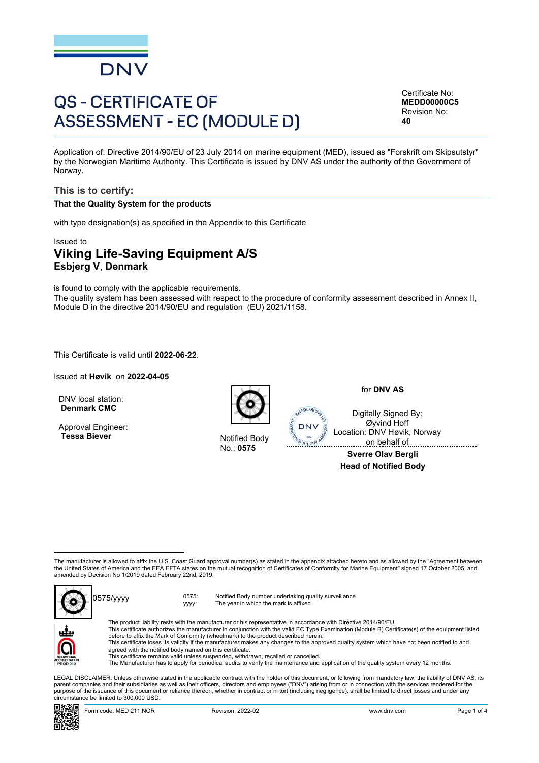DNV

# QS - CERTIFICATE OF ASSESSMENT - EC (MODULE D)

Certificate No:
**MEDD00000C5**
Revision No:
**40**

Application of: Directive 2014/90/EU of 23 July 2014 on marine equipment (MED), issued as "Forskrift om Skipsutstyr" by the Norwegian Maritime Authority. This Certificate is issued by DNV AS under the authority of the Government of Norway.

## This is to certify:

**That the Quality System for the products**

with type designation(s) as specified in the Appendix to this Certificate

Issued to

## Viking Life-Saving Equipment A/S

**Esbjerg V**, **Denmark**

is found to comply with the applicable requirements.
The quality system has been assessed with respect to the procedure of conformity assessment described in Annex II, Module D in the directive 2014/90/EU and regulation (EU) 2021/1158.

This Certificate is valid until **2022-06-22**.

Issued at **Høvik** on **2022-04-05**

DNV local station:
**Denmark CMC**

Approval Engineer:
**Tessa Biever**

Notified Body
No.: **0575**

for **DNV AS**

Digitally Signed By:
Øyvind Hoff
Location: DNV Høvik, Norway
on behalf of

**Sverre Olav Bergli**
**Head of Notified Body**

The manufacturer is allowed to affix the U.S. Coast Guard approval number(s) as stated in the appendix attached hereto and as allowed by the "Agreement between the United States of America and the EEA EFTA states on the mutual recognition of Certificates of Conformity for Marine Equipment" signed 17 October 2005, and amended by Decision No 1/2019 dated February 22nd, 2019.

0575/yyyy

| | |
|---|---|
| 0575: | Notified Body number undertaking quality surveillance |
| yyyy: | The year in which the mark is affixed |

The product liability rests with the manufacturer or his representative in accordance with Directive 2014/90/EU.
This certificate authorizes the manufacturer in conjunction with the valid EC Type Examination (Module B) Certificate(s) of the equipment listed before to affix the Mark of Conformity (wheelmark) to the product described herein.
This certificate loses its validity if the manufacturer makes any changes to the approved quality system which have not been notified to and agreed with the notified body named on this certificate.
This certificate remains valid unless suspended, withdrawn, recalled or cancelled.
The Manufacturer has to apply for periodical audits to verify the maintenance and application of the quality system every 12 months.

NORWEGIAN ACCREDITATION PROD 019

LEGAL DISCLAIMER: Unless otherwise stated in the applicable contract with the holder of this document, or following from mandatory law, the liability of DNV AS, its parent companies and their subsidiaries as well as their officers, directors and employees ("DNV") arising from or in connection with the services rendered for the purpose of the issuance of this document or reliance thereon, whether in contract or in tort (including negligence), shall be limited to direct losses and under any circumstance be limited to 300,000 USD.

Form code: MED 211.NOR Revision: 2022-02 www.dnv.com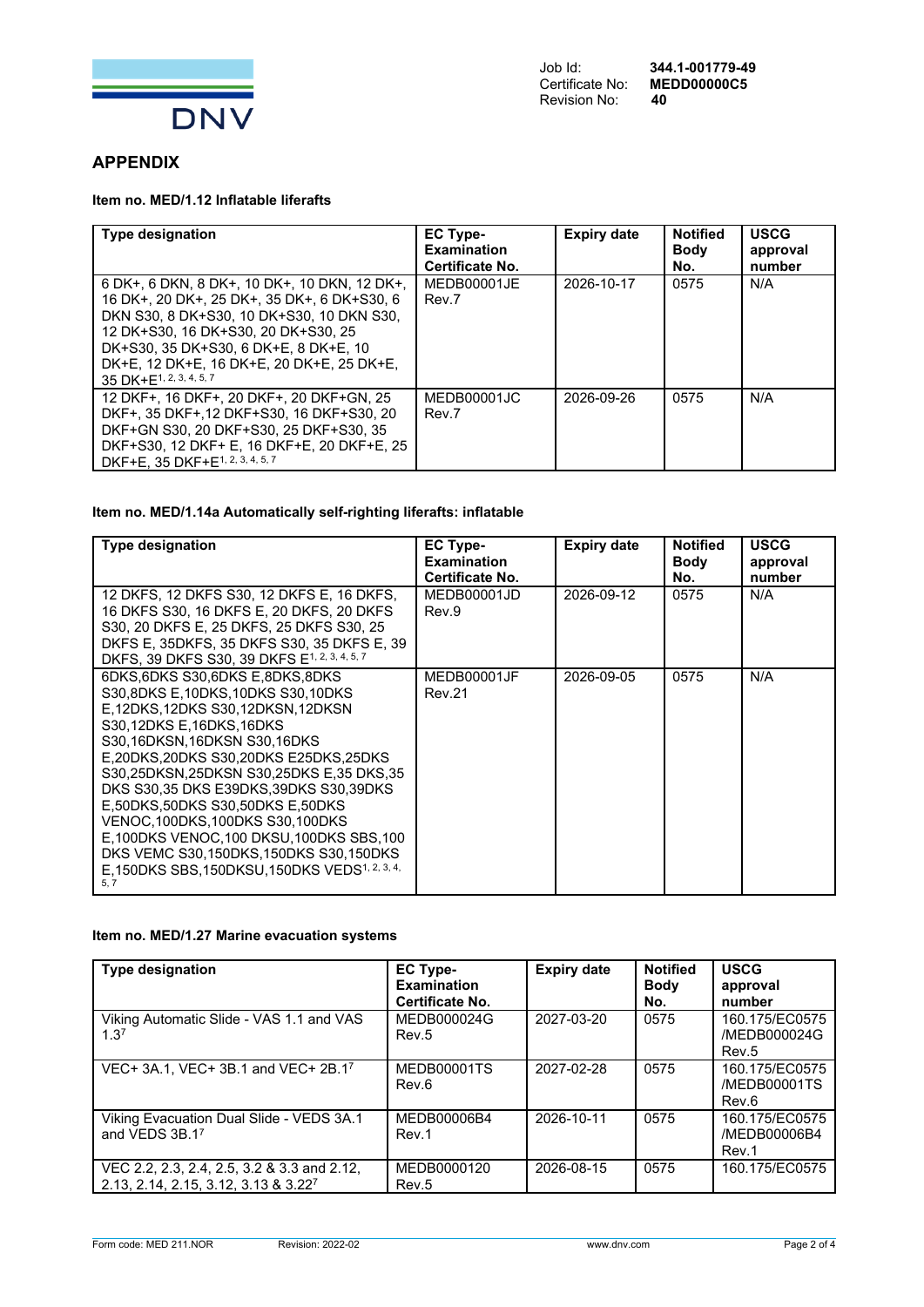Job Id: **344.1-001779-49**
Certificate No: **MEDD00000C5**
Revision No: **40**

## APPENDIX

### Item no. MED/1.12 Inflatable liferafts

| Type designation | EC Type-Examination Certificate No. | Expiry date | Notified Body No. | USCG approval number |
|---|---|---|---|---|
| 6 DK+, 6 DKN, 8 DK+, 10 DK+, 10 DKN, 12 DK+, 16 DK+, 20 DK+, 25 DK+, 35 DK+, 6 DK+S30, 6 DKN S30, 8 DK+S30, 10 DK+S30, 10 DKN S30, 12 DK+S30, 16 DK+S30, 20 DK+S30, 25 DK+S30, 35 DK+S30, 6 DK+E, 8 DK+E, 10 DK+E, 12 DK+E, 16 DK+E, 20 DK+E, 25 DK+E, 35 DK+E[1, 2, 3, 4, 5, 7] | MEDB00001JE Rev.7 | 2026-10-17 | 0575 | N/A |
| 12 DKF+, 16 DKF+, 20 DKF+, 20 DKF+GN, 25 DKF+, 35 DKF+,12 DKF+S30, 16 DKF+S30, 20 DKF+GN S30, 20 DKF+S30, 25 DKF+S30, 35 DKF+S30, 12 DKF+ E, 16 DKF+E, 20 DKF+E, 25 DKF+E, 35 DKF+E[1, 2, 3, 4, 5, 7] | MEDB00001JC Rev.7 | 2026-09-26 | 0575 | N/A |

### Item no. MED/1.14a Automatically self-righting liferafts: inflatable

| Type designation | EC Type-Examination Certificate No. | Expiry date | Notified Body No. | USCG approval number |
|---|---|---|---|---|
| 12 DKFS, 12 DKFS S30, 12 DKFS E, 16 DKFS, 16 DKFS S30, 16 DKFS E, 20 DKFS, 20 DKFS S30, 20 DKFS E, 25 DKFS, 25 DKFS S30, 25 DKFS E, 35DKFS, 35 DKFS S30, 35 DKFS E, 39 DKFS, 39 DKFS S30, 39 DKFS E[1, 2, 3, 4, 5, 7] | MEDB00001JD Rev.9 | 2026-09-12 | 0575 | N/A |
| 6DKS,6DKS S30,6DKS E,8DKS,8DKS S30,8DKS E,10DKS,10DKS S30,10DKS E,12DKS,12DKS S30,12DKSN,12DKSN S30,12DKS E,16DKS,16DKS S30,16DKSN,16DKSN S30,16DKS E,20DKS,20DKS S30,20DKS E25DKS,25DKS S30,25DKSN,25DKSN S30,25DKS E,35 DKS,35 DKS S30,35 DKS E39DKS,39DKS S30,39DKS E,50DKS,50DKS S30,50DKS E,50DKS VENOC,100DKS,100DKS S30,100DKS E,100DKS VENOC,100 DKSU,100DKS SBS,100 DKS VEMC S30,150DKS,150DKS S30,150DKS E,150DKS SBS,150DKSU,150DKS VEDS[1, 2, 3, 4, 5, 7] | MEDB00001JF Rev.21 | 2026-09-05 | 0575 | N/A |

### Item no. MED/1.27 Marine evacuation systems

| Type designation | EC Type-Examination Certificate No. | Expiry date | Notified Body No. | USCG approval number |
|---|---|---|---|---|
| Viking Automatic Slide - VAS 1.1 and VAS 1.3[7] | MEDB000024G Rev.5 | 2027-03-20 | 0575 | 160.175/EC0575 /MEDB000024G Rev.5 |
| VEC+ 3A.1, VEC+ 3B.1 and VEC+ 2B.1[7] | MEDB00001TS Rev.6 | 2027-02-28 | 0575 | 160.175/EC0575 /MEDB00001TS Rev.6 |
| Viking Evacuation Dual Slide - VEDS 3A.1 and VEDS 3B.1[7] | MEDB00006B4 Rev.1 | 2026-10-11 | 0575 | 160.175/EC0575 /MEDB00006B4 Rev.1 |
| VEC 2.2, 2.3, 2.4, 2.5, 3.2 & 3.3 and 2.12, 2.13, 2.14, 2.15, 3.12, 3.13 & 3.22[7] | MEDB0000120 Rev.5 | 2026-08-15 | 0575 | 160.175/EC0575 |

Form code: MED 211.NOR Revision: 2022-02 www.dnv.com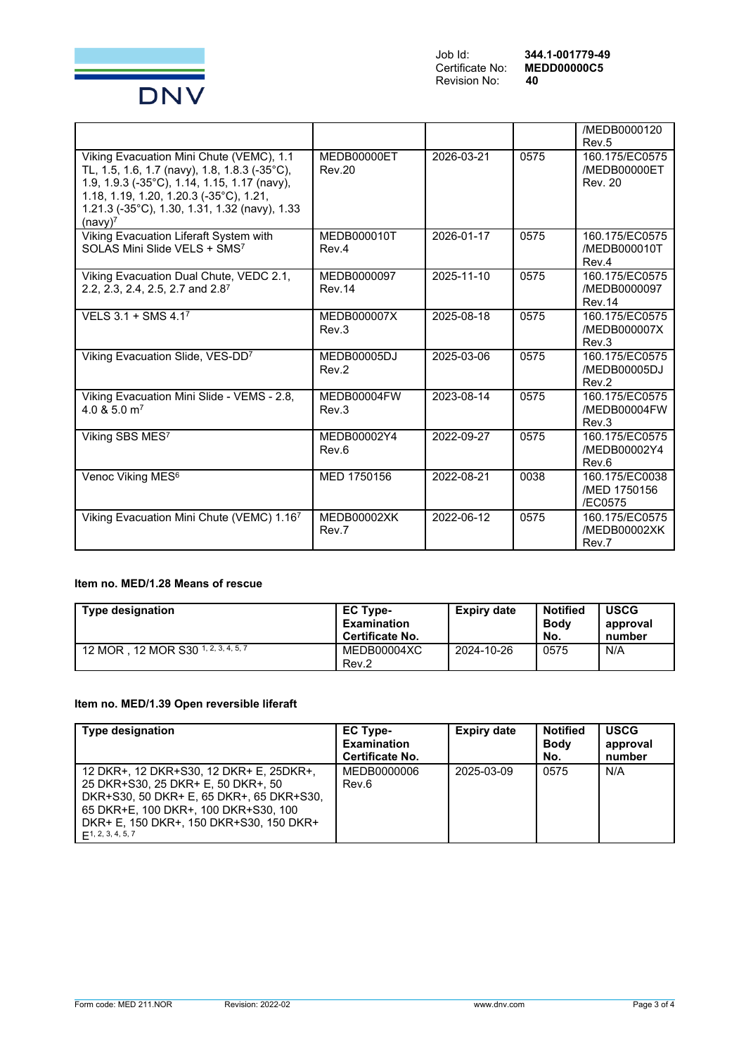| | | | | /MEDB0000120 Rev.5 |
|---|---|---|---|---|
| Viking Evacuation Mini Chute (VEMC), 1.1 TL, 1.5, 1.6, 1.7 (navy), 1.8, 1.8.3 (-35°C), 1.9, 1.9.3 (-35°C), 1.14, 1.15, 1.17 (navy), 1.18, 1.19, 1.20, 1.20.3 (-35°C), 1.21, 1.21.3 (-35°C), 1.30, 1.31, 1.32 (navy), 1.33 (navy)[7] | MEDB00000ET Rev.20 | 2026-03-21 | 0575 | 160.175/EC0575 /MEDB00000ET Rev. 20 |
| Viking Evacuation Liferaft System with SOLAS Mini Slide VELS + SMS[7] | MEDB000010T Rev.4 | 2026-01-17 | 0575 | 160.175/EC0575 /MEDB000010T Rev.4 |
| Viking Evacuation Dual Chute, VEDC 2.1, 2.2, 2.3, 2.4, 2.5, 2.7 and 2.8[7] | MEDB0000097 Rev.14 | 2025-11-10 | 0575 | 160.175/EC0575 /MEDB0000097 Rev.14 |
| VELS 3.1 + SMS 4.1[7] | MEDB000007X Rev.3 | 2025-08-18 | 0575 | 160.175/EC0575 /MEDB000007X Rev.3 |
| Viking Evacuation Slide, VES-DD[7] | MEDB00005DJ Rev.2 | 2025-03-06 | 0575 | 160.175/EC0575 /MEDB00005DJ Rev.2 |
| Viking Evacuation Mini Slide - VEMS - 2.8, 4.0 & 5.0 m[7] | MEDB00004FW Rev.3 | 2023-08-14 | 0575 | 160.175/EC0575 /MEDB00004FW Rev.3 |
| Viking SBS MES[7] | MEDB00002Y4 Rev.6 | 2022-09-27 | 0575 | 160.175/EC0575 /MEDB00002Y4 Rev.6 |
| Venoc Viking MES[6] | MED 1750156 | 2022-08-21 | 0038 | 160.175/EC0038 /MED 1750156 /EC0575 |
| Viking Evacuation Mini Chute (VEMC) 1.16[7] | MEDB00002XK Rev.7 | 2022-06-12 | 0575 | 160.175/EC0575 /MEDB00002XK Rev.7 |

**Item no. MED/1.28 Means of rescue**

| Type designation | EC Type-Examination Certificate No. | Expiry date | Notified Body No. | USCG approval number |
|---|---|---|---|---|
| 12 MOR , 12 MOR S30 [1, 2, 3, 4, 5, 7] | MEDB00004XC Rev.2 | 2024-10-26 | 0575 | N/A |

**Item no. MED/1.39 Open reversible liferaft**

| Type designation | EC Type-Examination Certificate No. | Expiry date | Notified Body No. | USCG approval number |
|---|---|---|---|---|
| 12 DKR+, 12 DKR+S30, 12 DKR+ E, 25DKR+, 25 DKR+S30, 25 DKR+ E, 50 DKR+, 50 DKR+S30, 50 DKR+ E, 65 DKR+, 65 DKR+S30, 65 DKR+E, 100 DKR+, 100 DKR+S30, 100 DKR+ E, 150 DKR+, 150 DKR+S30, 150 DKR+ E[1, 2, 3, 4, 5, 7] | MEDB0000006 Rev.6 | 2025-03-09 | 0575 | N/A |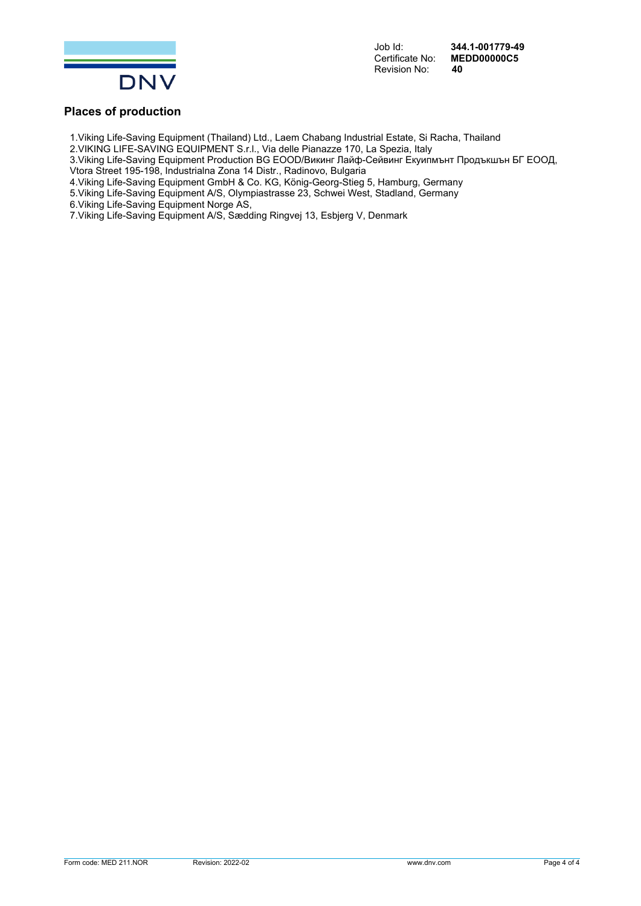Job Id: **344.1-001779-49**
Certificate No: **MEDD00000C5**
Revision No: **40**

## Places of production

1. Viking Life-Saving Equipment (Thailand) Ltd., Laem Chabang Industrial Estate, Si Racha, Thailand
2. VIKING LIFE-SAVING EQUIPMENT S.r.l., Via delle Pianazze 170, La Spezia, Italy
3. Viking Life-Saving Equipment Production BG EOOD/Викинг Лайф-Сейвинг Екуипмънт Продъкшън БГ ЕООД, Vtora Street 195-198, Industrialna Zona 14 Distr., Radinovo, Bulgaria
4. Viking Life-Saving Equipment GmbH & Co. KG, König-Georg-Stieg 5, Hamburg, Germany
5. Viking Life-Saving Equipment A/S, Olympiastrasse 23, Schwei West, Stadland, Germany
6. Viking Life-Saving Equipment Norge AS,
7. Viking Life-Saving Equipment A/S, Sædding Ringvej 13, Esbjerg V, Denmark

Form code: MED 211.NOR    Revision: 2022-02    www.dnv.com